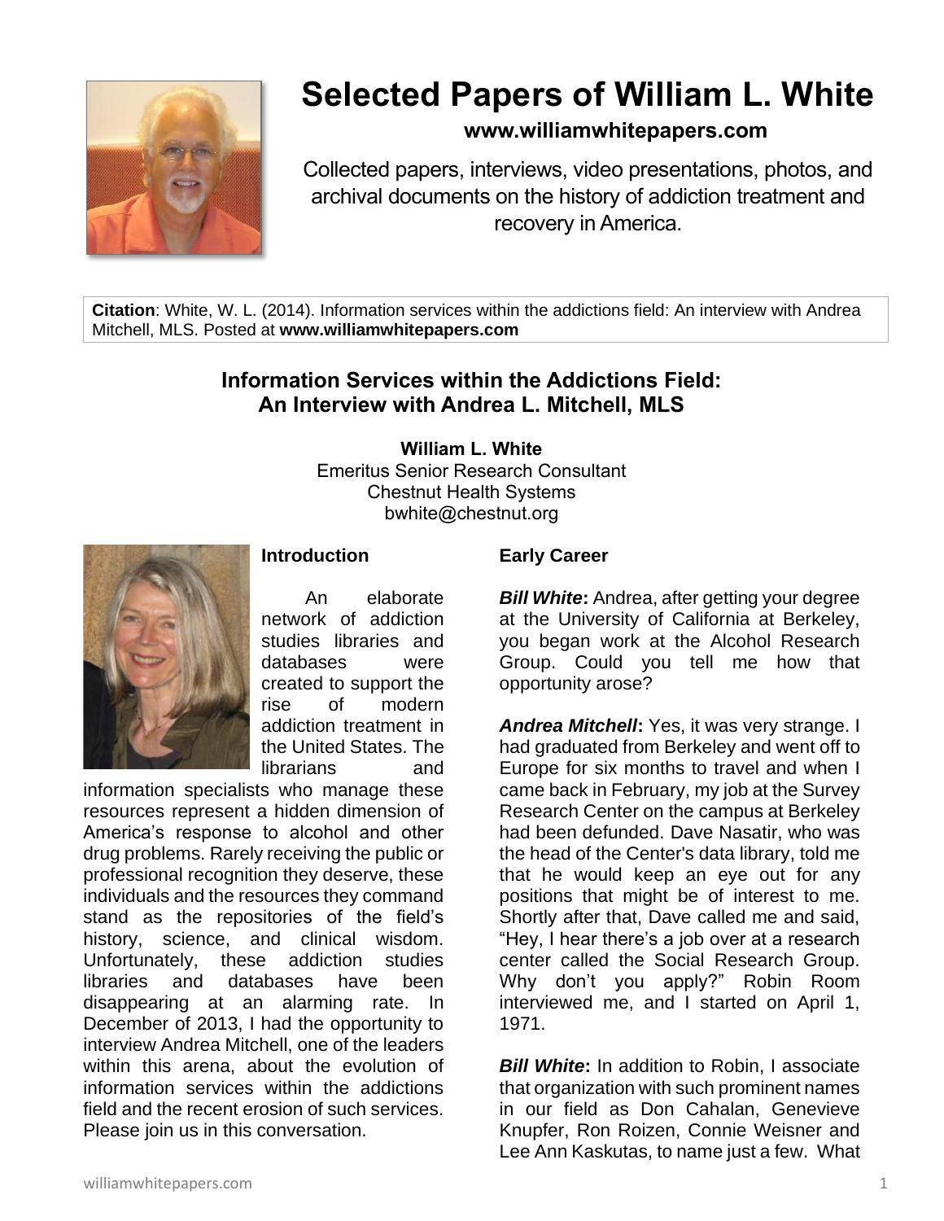# Selected Papers of William L. White

**www.williamwhitepapers.com**

Collected papers, interviews, video presentations, photos, and archival documents on the history of addiction treatment and recovery in America.

**Citation**: White, W. L. (2014). Information services within the addictions field: An interview with Andrea Mitchell, MLS. Posted at **www.williamwhitepapers.com**

## Information Services within the Addictions Field: An Interview with Andrea L. Mitchell, MLS

**William L. White**
Emeritus Senior Research Consultant
Chestnut Health Systems
bwhite@chestnut.org

### Introduction

An elaborate network of addiction studies libraries and databases were created to support the rise of modern addiction treatment in the United States. The librarians and information specialists who manage these resources represent a hidden dimension of America's response to alcohol and other drug problems. Rarely receiving the public or professional recognition they deserve, these individuals and the resources they command stand as the repositories of the field's history, science, and clinical wisdom. Unfortunately, these addiction studies libraries and databases have been disappearing at an alarming rate. In December of 2013, I had the opportunity to interview Andrea Mitchell, one of the leaders within this arena, about the evolution of information services within the addictions field and the recent erosion of such services. Please join us in this conversation.

### Early Career

***Bill White*****:** Andrea, after getting your degree at the University of California at Berkeley, you began work at the Alcohol Research Group. Could you tell me how that opportunity arose?

***Andrea Mitchell*****:** Yes, it was very strange. I had graduated from Berkeley and went off to Europe for six months to travel and when I came back in February, my job at the Survey Research Center on the campus at Berkeley had been defunded. Dave Nasatir, who was the head of the Center's data library, told me that he would keep an eye out for any positions that might be of interest to me. Shortly after that, Dave called me and said, "Hey, I hear there's a job over at a research center called the Social Research Group. Why don't you apply?" Robin Room interviewed me, and I started on April 1, 1971.

***Bill White*****:** In addition to Robin, I associate that organization with such prominent names in our field as Don Cahalan, Genevieve Knupfer, Ron Roizen, Connie Weisner and Lee Ann Kaskutas, to name just a few. What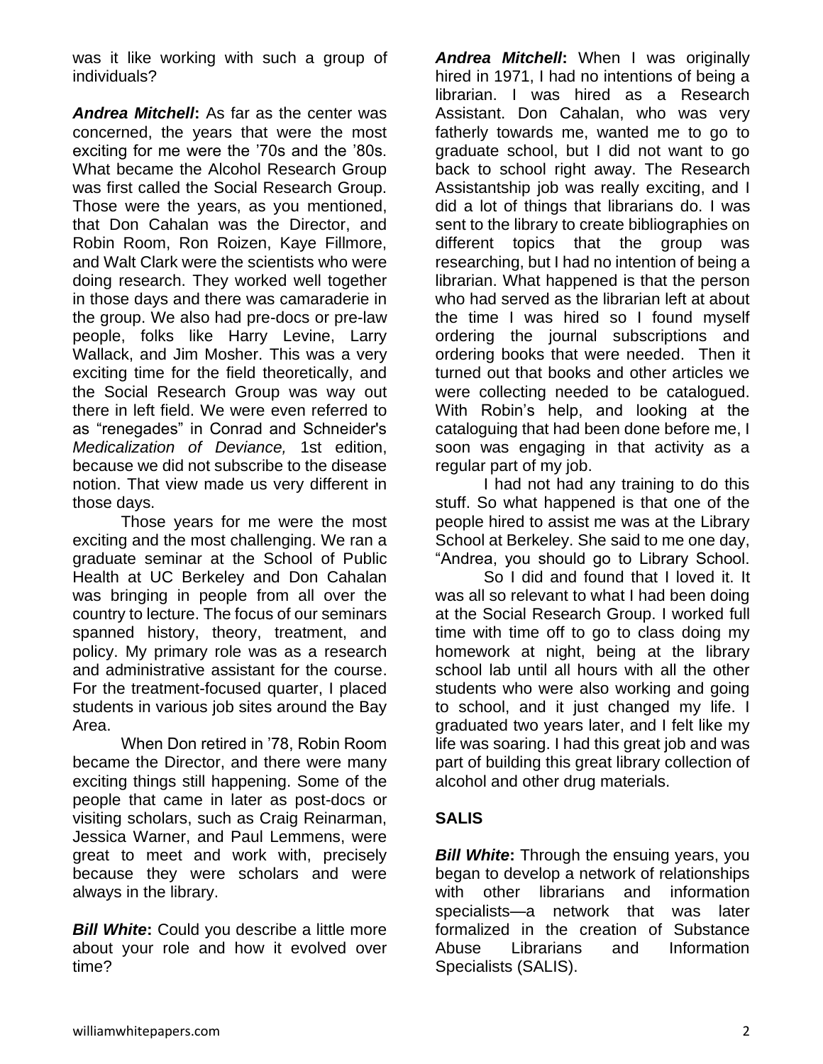was it like working with such a group of individuals?

***Andrea Mitchell*:** As far as the center was concerned, the years that were the most exciting for me were the '70s and the '80s. What became the Alcohol Research Group was first called the Social Research Group. Those were the years, as you mentioned, that Don Cahalan was the Director, and Robin Room, Ron Roizen, Kaye Fillmore, and Walt Clark were the scientists who were doing research. They worked well together in those days and there was camaraderie in the group. We also had pre-docs or pre-law people, folks like Harry Levine, Larry Wallack, and Jim Mosher. This was a very exciting time for the field theoretically, and the Social Research Group was way out there in left field. We were even referred to as "renegades" in Conrad and Schneider's *Medicalization of Deviance,* 1st edition, because we did not subscribe to the disease notion. That view made us very different in those days.

Those years for me were the most exciting and the most challenging. We ran a graduate seminar at the School of Public Health at UC Berkeley and Don Cahalan was bringing in people from all over the country to lecture. The focus of our seminars spanned history, theory, treatment, and policy. My primary role was as a research and administrative assistant for the course. For the treatment-focused quarter, I placed students in various job sites around the Bay Area.

When Don retired in '78, Robin Room became the Director, and there were many exciting things still happening. Some of the people that came in later as post-docs or visiting scholars, such as Craig Reinarman, Jessica Warner, and Paul Lemmens, were great to meet and work with, precisely because they were scholars and were always in the library.

***Bill White*:** Could you describe a little more about your role and how it evolved over time?

***Andrea Mitchell*:** When I was originally hired in 1971, I had no intentions of being a librarian. I was hired as a Research Assistant. Don Cahalan, who was very fatherly towards me, wanted me to go to graduate school, but I did not want to go back to school right away. The Research Assistantship job was really exciting, and I did a lot of things that librarians do. I was sent to the library to create bibliographies on different topics that the group was researching, but I had no intention of being a librarian. What happened is that the person who had served as the librarian left at about the time I was hired so I found myself ordering the journal subscriptions and ordering books that were needed. Then it turned out that books and other articles we were collecting needed to be catalogued. With Robin's help, and looking at the cataloguing that had been done before me, I soon was engaging in that activity as a regular part of my job.

I had not had any training to do this stuff. So what happened is that one of the people hired to assist me was at the Library School at Berkeley. She said to me one day, "Andrea, you should go to Library School.

So I did and found that I loved it. It was all so relevant to what I had been doing at the Social Research Group. I worked full time with time off to go to class doing my homework at night, being at the library school lab until all hours with all the other students who were also working and going to school, and it just changed my life. I graduated two years later, and I felt like my life was soaring. I had this great job and was part of building this great library collection of alcohol and other drug materials.

## SALIS

***Bill White*:** Through the ensuing years, you began to develop a network of relationships with other librarians and information specialists—a network that was later formalized in the creation of Substance Abuse Librarians and Information Specialists (SALIS).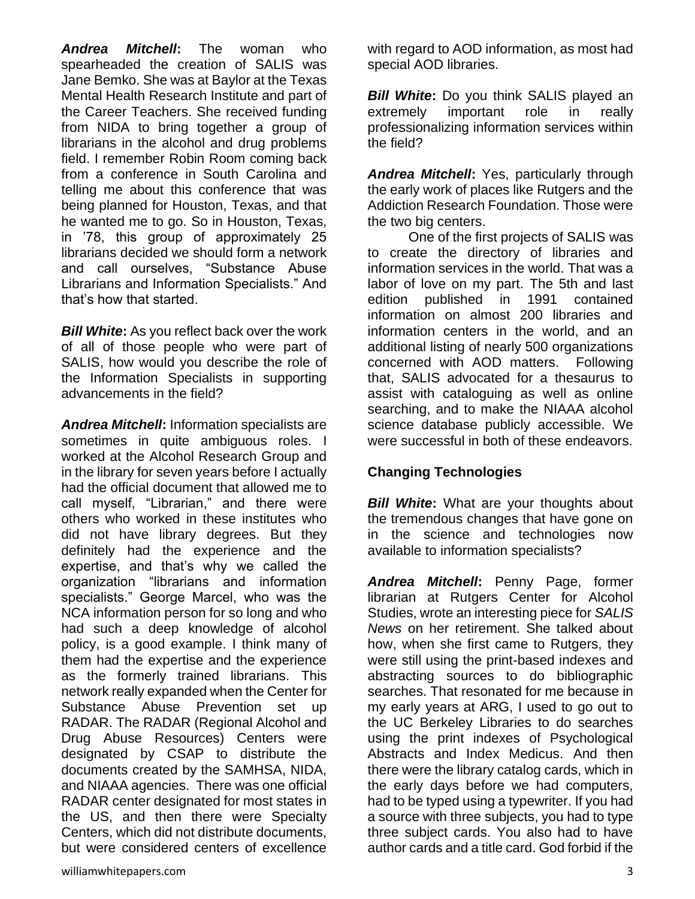***Andrea Mitchell*:** The woman who spearheaded the creation of SALIS was Jane Bemko. She was at Baylor at the Texas Mental Health Research Institute and part of the Career Teachers. She received funding from NIDA to bring together a group of librarians in the alcohol and drug problems field. I remember Robin Room coming back from a conference in South Carolina and telling me about this conference that was being planned for Houston, Texas, and that he wanted me to go. So in Houston, Texas, in '78, this group of approximately 25 librarians decided we should form a network and call ourselves, "Substance Abuse Librarians and Information Specialists." And that's how that started.

***Bill White*:** As you reflect back over the work of all of those people who were part of SALIS, how would you describe the role of the Information Specialists in supporting advancements in the field?

***Andrea Mitchell*:** Information specialists are sometimes in quite ambiguous roles. I worked at the Alcohol Research Group and in the library for seven years before I actually had the official document that allowed me to call myself, "Librarian," and there were others who worked in these institutes who did not have library degrees. But they definitely had the experience and the expertise, and that's why we called the organization "librarians and information specialists." George Marcel, who was the NCA information person for so long and who had such a deep knowledge of alcohol policy, is a good example. I think many of them had the expertise and the experience as the formerly trained librarians. This network really expanded when the Center for Substance Abuse Prevention set up RADAR. The RADAR (Regional Alcohol and Drug Abuse Resources) Centers were designated by CSAP to distribute the documents created by the SAMHSA, NIDA, and NIAAA agencies. There was one official RADAR center designated for most states in the US, and then there were Specialty Centers, which did not distribute documents, but were considered centers of excellence with regard to AOD information, as most had special AOD libraries.

***Bill White*:** Do you think SALIS played an extremely important role in really professionalizing information services within the field?

***Andrea Mitchell*:** Yes, particularly through the early work of places like Rutgers and the Addiction Research Foundation. Those were the two big centers.

One of the first projects of SALIS was to create the directory of libraries and information services in the world. That was a labor of love on my part. The 5th and last edition published in 1991 contained information on almost 200 libraries and information centers in the world, and an additional listing of nearly 500 organizations concerned with AOD matters. Following that, SALIS advocated for a thesaurus to assist with cataloguing as well as online searching, and to make the NIAAA alcohol science database publicly accessible. We were successful in both of these endeavors.

## Changing Technologies

***Bill White*:** What are your thoughts about the tremendous changes that have gone on in the science and technologies now available to information specialists?

***Andrea Mitchell*:** Penny Page, former librarian at Rutgers Center for Alcohol Studies, wrote an interesting piece for *SALIS News* on her retirement. She talked about how, when she first came to Rutgers, they were still using the print-based indexes and abstracting sources to do bibliographic searches. That resonated for me because in my early years at ARG, I used to go out to the UC Berkeley Libraries to do searches using the print indexes of Psychological Abstracts and Index Medicus. And then there were the library catalog cards, which in the early days before we had computers, had to be typed using a typewriter. If you had a source with three subjects, you had to type three subject cards. You also had to have author cards and a title card. God forbid if the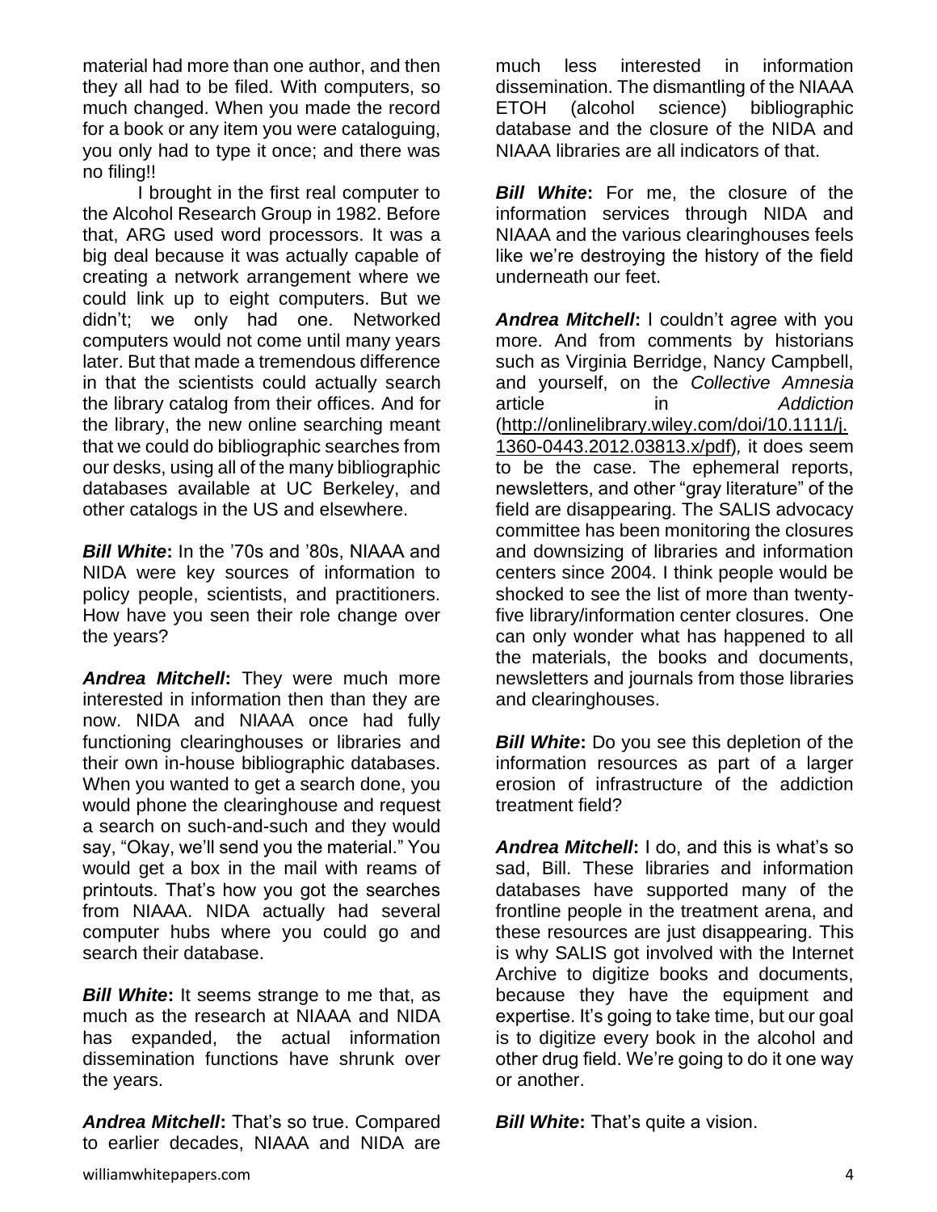material had more than one author, and then they all had to be filed. With computers, so much changed. When you made the record for a book or any item you were cataloguing, you only had to type it once; and there was no filing!!

I brought in the first real computer to the Alcohol Research Group in 1982. Before that, ARG used word processors. It was a big deal because it was actually capable of creating a network arrangement where we could link up to eight computers. But we didn't; we only had one. Networked computers would not come until many years later. But that made a tremendous difference in that the scientists could actually search the library catalog from their offices. And for the library, the new online searching meant that we could do bibliographic searches from our desks, using all of the many bibliographic databases available at UC Berkeley, and other catalogs in the US and elsewhere.

***Bill White*:** In the '70s and '80s, NIAAA and NIDA were key sources of information to policy people, scientists, and practitioners. How have you seen their role change over the years?

***Andrea Mitchell*:** They were much more interested in information then than they are now. NIDA and NIAAA once had fully functioning clearinghouses or libraries and their own in-house bibliographic databases. When you wanted to get a search done, you would phone the clearinghouse and request a search on such-and-such and they would say, "Okay, we'll send you the material." You would get a box in the mail with reams of printouts. That's how you got the searches from NIAAA. NIDA actually had several computer hubs where you could go and search their database.

***Bill White*:** It seems strange to me that, as much as the research at NIAAA and NIDA has expanded, the actual information dissemination functions have shrunk over the years.

***Andrea Mitchell*:** That's so true. Compared to earlier decades, NIAAA and NIDA are much less interested in information dissemination. The dismantling of the NIAAA ETOH (alcohol science) bibliographic database and the closure of the NIDA and NIAAA libraries are all indicators of that.

***Bill White*:** For me, the closure of the information services through NIDA and NIAAA and the various clearinghouses feels like we're destroying the history of the field underneath our feet.

***Andrea Mitchell*:** I couldn't agree with you more. And from comments by historians such as Virginia Berridge, Nancy Campbell, and yourself, on the *Collective Amnesia* article in *Addiction* (http://onlinelibrary.wiley.com/doi/10.1111/j.1360-0443.2012.03813.x/pdf), it does seem to be the case. The ephemeral reports, newsletters, and other "gray literature" of the field are disappearing. The SALIS advocacy committee has been monitoring the closures and downsizing of libraries and information centers since 2004. I think people would be shocked to see the list of more than twenty-five library/information center closures. One can only wonder what has happened to all the materials, the books and documents, newsletters and journals from those libraries and clearinghouses.

***Bill White*:** Do you see this depletion of the information resources as part of a larger erosion of infrastructure of the addiction treatment field?

***Andrea Mitchell*:** I do, and this is what's so sad, Bill. These libraries and information databases have supported many of the frontline people in the treatment arena, and these resources are just disappearing. This is why SALIS got involved with the Internet Archive to digitize books and documents, because they have the equipment and expertise. It's going to take time, but our goal is to digitize every book in the alcohol and other drug field. We're going to do it one way or another.

***Bill White*:** That's quite a vision.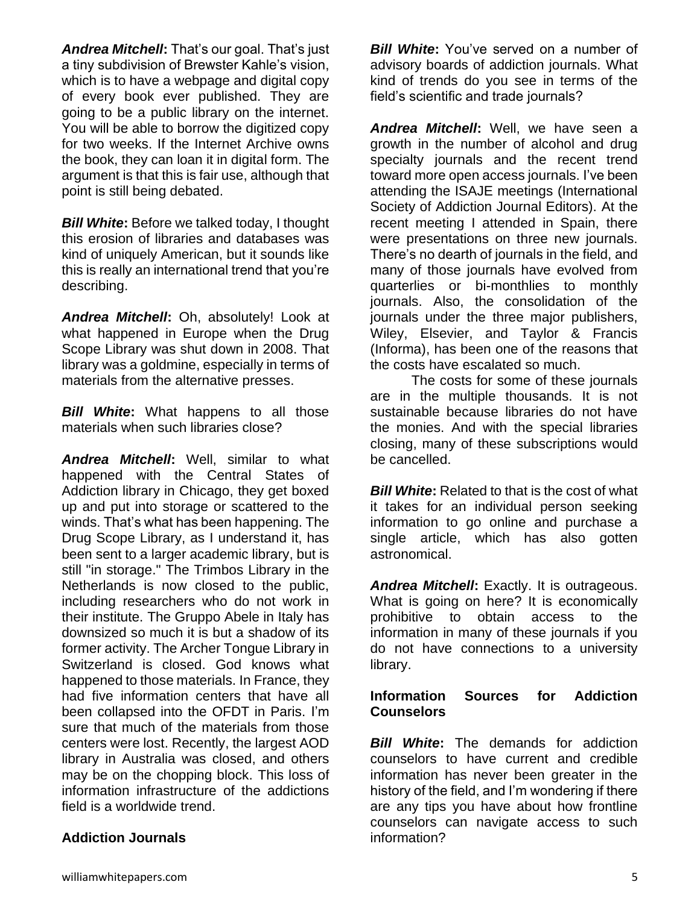***Andrea Mitchell*:** That's our goal. That's just a tiny subdivision of Brewster Kahle's vision, which is to have a webpage and digital copy of every book ever published. They are going to be a public library on the internet. You will be able to borrow the digitized copy for two weeks. If the Internet Archive owns the book, they can loan it in digital form. The argument is that this is fair use, although that point is still being debated.

***Bill White*:** Before we talked today, I thought this erosion of libraries and databases was kind of uniquely American, but it sounds like this is really an international trend that you're describing.

***Andrea Mitchell*:** Oh, absolutely! Look at what happened in Europe when the Drug Scope Library was shut down in 2008. That library was a goldmine, especially in terms of materials from the alternative presses.

***Bill White*:** What happens to all those materials when such libraries close?

***Andrea Mitchell*:** Well, similar to what happened with the Central States of Addiction library in Chicago, they get boxed up and put into storage or scattered to the winds. That's what has been happening. The Drug Scope Library, as I understand it, has been sent to a larger academic library, but is still "in storage." The Trimbos Library in the Netherlands is now closed to the public, including researchers who do not work in their institute. The Gruppo Abele in Italy has downsized so much it is but a shadow of its former activity. The Archer Tongue Library in Switzerland is closed. God knows what happened to those materials. In France, they had five information centers that have all been collapsed into the OFDT in Paris. I'm sure that much of the materials from those centers were lost. Recently, the largest AOD library in Australia was closed, and others may be on the chopping block. This loss of information infrastructure of the addictions field is a worldwide trend.

**Addiction Journals**

***Bill White*:** You've served on a number of advisory boards of addiction journals. What kind of trends do you see in terms of the field's scientific and trade journals?

***Andrea Mitchell*:** Well, we have seen a growth in the number of alcohol and drug specialty journals and the recent trend toward more open access journals. I've been attending the ISAJE meetings (International Society of Addiction Journal Editors). At the recent meeting I attended in Spain, there were presentations on three new journals. There's no dearth of journals in the field, and many of those journals have evolved from quarterlies or bi-monthlies to monthly journals. Also, the consolidation of the journals under the three major publishers, Wiley, Elsevier, and Taylor & Francis (Informa), has been one of the reasons that the costs have escalated so much.

The costs for some of these journals are in the multiple thousands. It is not sustainable because libraries do not have the monies. And with the special libraries closing, many of these subscriptions would be cancelled.

***Bill White*:** Related to that is the cost of what it takes for an individual person seeking information to go online and purchase a single article, which has also gotten astronomical.

***Andrea Mitchell*:** Exactly. It is outrageous. What is going on here? It is economically prohibitive to obtain access to the information in many of these journals if you do not have connections to a university library.

**Information Sources for Addiction Counselors**

***Bill White*:** The demands for addiction counselors to have current and credible information has never been greater in the history of the field, and I'm wondering if there are any tips you have about how frontline counselors can navigate access to such information?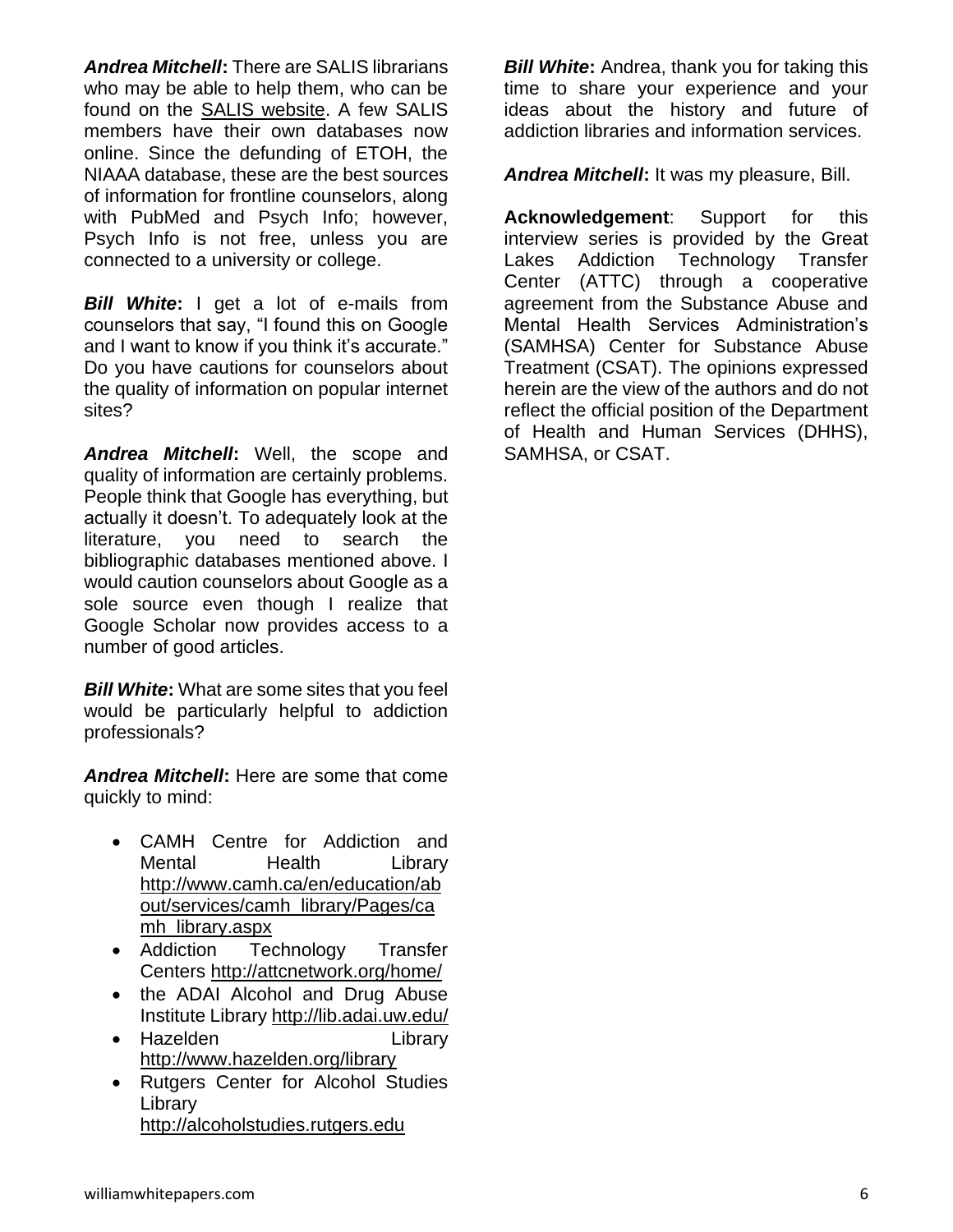***Andrea Mitchell*:** There are SALIS librarians who may be able to help them, who can be found on the SALIS website. A few SALIS members have their own databases now online. Since the defunding of ETOH, the NIAAA database, these are the best sources of information for frontline counselors, along with PubMed and Psych Info; however, Psych Info is not free, unless you are connected to a university or college.

***Bill White*:** I get a lot of e-mails from counselors that say, "I found this on Google and I want to know if you think it's accurate." Do you have cautions for counselors about the quality of information on popular internet sites?

***Andrea Mitchell*:** Well, the scope and quality of information are certainly problems. People think that Google has everything, but actually it doesn't. To adequately look at the literature, you need to search the bibliographic databases mentioned above. I would caution counselors about Google as a sole source even though I realize that Google Scholar now provides access to a number of good articles.

***Bill White*:** What are some sites that you feel would be particularly helpful to addiction professionals?

***Andrea Mitchell*:** Here are some that come quickly to mind:

- CAMH Centre for Addiction and Mental Health Library http://www.camh.ca/en/education/about/services/camh_library/Pages/camh_library.aspx
- Addiction Technology Transfer Centers http://attcnetwork.org/home/
- the ADAI Alcohol and Drug Abuse Institute Library http://lib.adai.uw.edu/
- Hazelden Library http://www.hazelden.org/library
- Rutgers Center for Alcohol Studies Library http://alcoholstudies.rutgers.edu

***Bill White*:** Andrea, thank you for taking this time to share your experience and your ideas about the history and future of addiction libraries and information services.

***Andrea Mitchell*:** It was my pleasure, Bill.

**Acknowledgement**: Support for this interview series is provided by the Great Lakes Addiction Technology Transfer Center (ATTC) through a cooperative agreement from the Substance Abuse and Mental Health Services Administration's (SAMHSA) Center for Substance Abuse Treatment (CSAT). The opinions expressed herein are the view of the authors and do not reflect the official position of the Department of Health and Human Services (DHHS), SAMHSA, or CSAT.